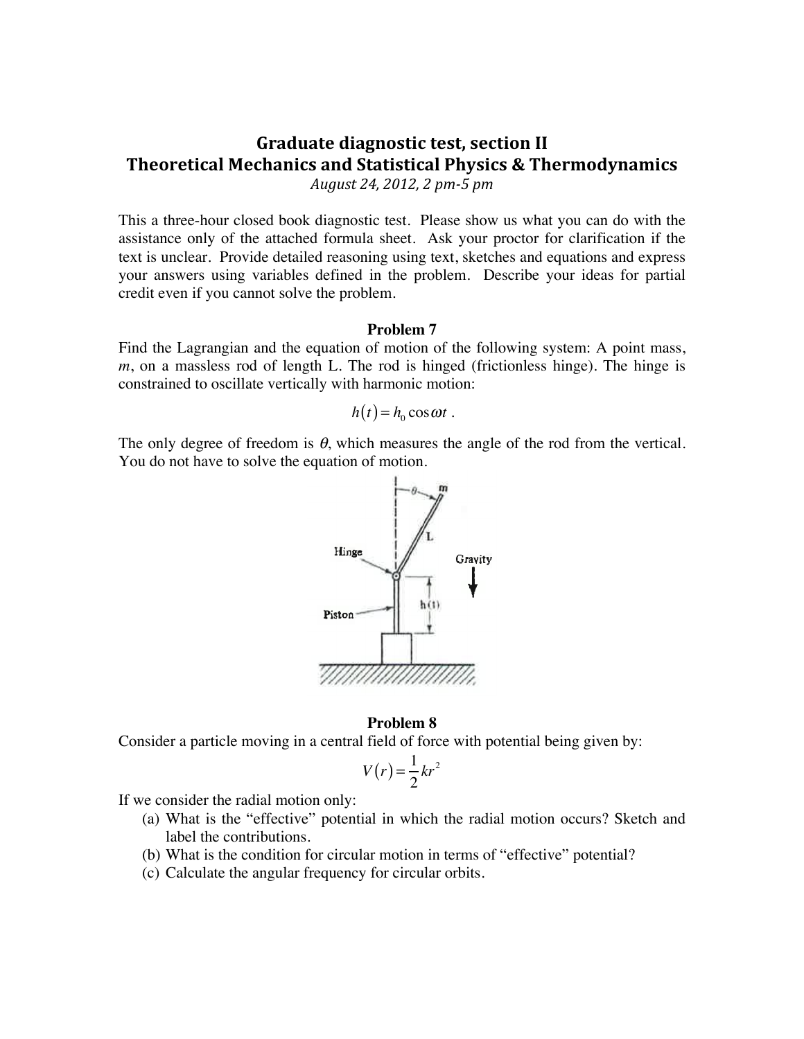## Graduate diagnostic test, section II
## Theoretical Mechanics and Statistical Physics & Thermodynamics

*August 24, 2012, 2 pm-5 pm*

This a three-hour closed book diagnostic test. Please show us what you can do with the assistance only of the attached formula sheet. Ask your proctor for clarification if the text is unclear. Provide detailed reasoning using text, sketches and equations and express your answers using variables defined in the problem. Describe your ideas for partial credit even if you cannot solve the problem.

### Problem 7

Find the Lagrangian and the equation of motion of the following system: A point mass, $m$, on a massless rod of length L. The rod is hinged (frictionless hinge). The hinge is constrained to oscillate vertically with harmonic motion:

$$h(t) = h_0 \cos \omega t \ .$$

The only degree of freedom is $\theta$, which measures the angle of the rod from the vertical. You do not have to solve the equation of motion.

θ
m
L
Hinge
Gravity
h(t)
Piston

### Problem 8

Consider a particle moving in a central field of force with potential being given by:

$$V(r) = \frac{1}{2}kr^2$$

If we consider the radial motion only:

(a) What is the "effective" potential in which the radial motion occurs? Sketch and label the contributions.

(b) What is the condition for circular motion in terms of "effective" potential?

(c) Calculate the angular frequency for circular orbits.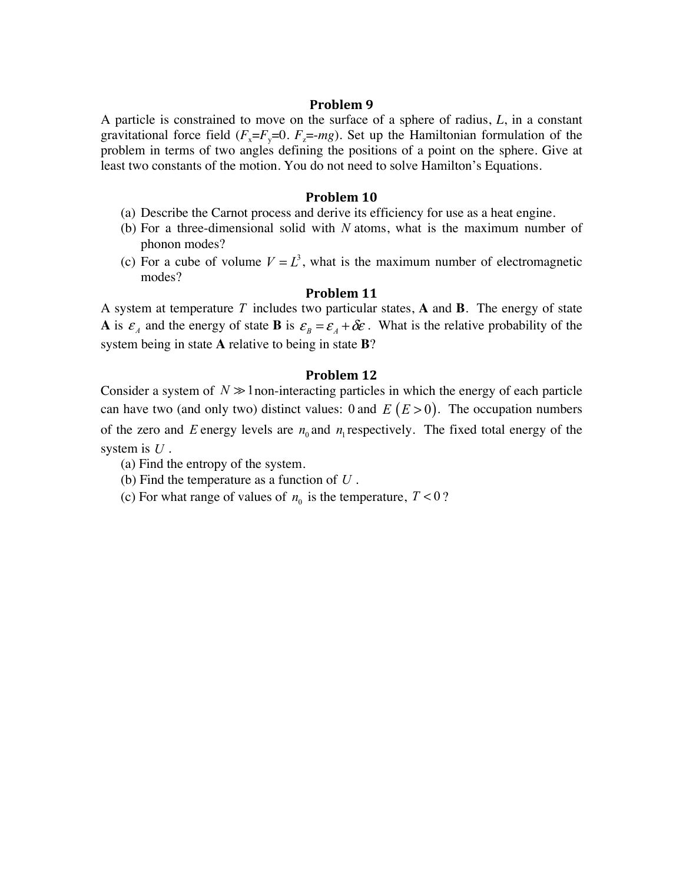## Problem 9

A particle is constrained to move on the surface of a sphere of radius, $L$, in a constant gravitational force field ($F_x$=$F_y$=0. $F_z$=-$mg$). Set up the Hamiltonian formulation of the problem in terms of two angles defining the positions of a point on the sphere. Give at least two constants of the motion. You do not need to solve Hamilton's Equations.

## Problem 10

(a) Describe the Carnot process and derive its efficiency for use as a heat engine.

(b) For a three-dimensional solid with $N$ atoms, what is the maximum number of phonon modes?

(c) For a cube of volume $V = L^3$, what is the maximum number of electromagnetic modes?

## Problem 11

A system at temperature $T$ includes two particular states, **A** and **B**. The energy of state **A** is $\varepsilon_A$ and the energy of state **B** is $\varepsilon_B = \varepsilon_A + \delta\varepsilon$. What is the relative probability of the system being in state **A** relative to being in state **B**?

## Problem 12

Consider a system of $N \gg 1$ non-interacting particles in which the energy of each particle can have two (and only two) distinct values: 0 and $E$ $(E > 0)$. The occupation numbers of the zero and $E$ energy levels are $n_0$ and $n_1$ respectively. The fixed total energy of the system is $U$.

(a) Find the entropy of the system.

(b) Find the temperature as a function of $U$.

(c) For what range of values of $n_0$ is the temperature, $T < 0$?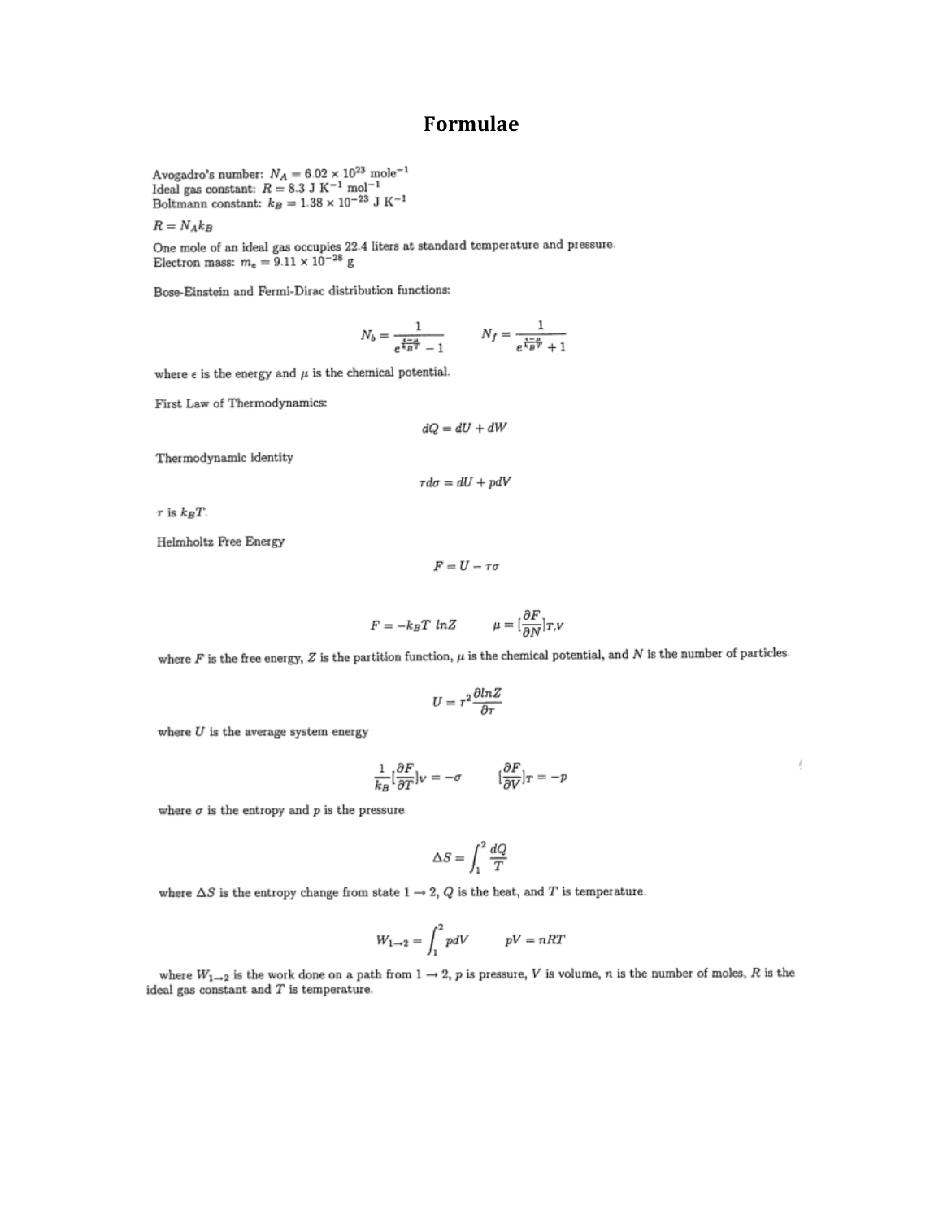# Formulae

Avogadro's number: $N_A = 6.02 \times 10^{23}$ mole$^{-1}$
Ideal gas constant: $R = 8.3$ J K$^{-1}$ mol$^{-1}$
Boltmann constant: $k_B = 1.38 \times 10^{-23}$ J K$^{-1}$

$R = N_A k_B$

One mole of an ideal gas occupies 22.4 liters at standard temperature and pressure.
Electron mass: $m_e = 9.11 \times 10^{-28}$ g

Bose-Einstein and Fermi-Dirac distribution functions:

$$N_b = \frac{1}{e^{\frac{\epsilon-\mu}{k_B T}} - 1} \qquad N_f = \frac{1}{e^{\frac{\epsilon-\mu}{k_B T}} + 1}$$

where $\epsilon$ is the energy and $\mu$ is the chemical potential.

First Law of Thermodynamics:

$$dQ = dU + dW$$

Thermodynamic identity

$$\tau d\sigma = dU + pdV$$

$\tau$ is $k_B T$.

Helmholtz Free Energy

$$F = U - \tau\sigma$$

$$F = -k_B T \ \ln Z \qquad \mu = [\frac{\partial F}{\partial N}]_{T,V}$$

where $F$ is the free energy, $Z$ is the partition function, $\mu$ is the chemical potential, and $N$ is the number of particles.

$$U = \tau^2 \frac{\partial \ln Z}{\partial \tau}$$

where $U$ is the average system energy

$$\frac{1}{k_B}[\frac{\partial F}{\partial T}]_V = -\sigma \qquad [\frac{\partial F}{\partial V}]_T = -p$$

where $\sigma$ is the entropy and $p$ is the pressure.

$$\Delta S = \int_1^2 \frac{dQ}{T}$$

where $\Delta S$ is the entropy change from state $1 \rightarrow 2$, $Q$ is the heat, and $T$ is temperature.

$$W_{1\rightarrow 2} = \int_1^2 pdV \qquad pV = nRT$$

where $W_{1\rightarrow 2}$ is the work done on a path from $1 \rightarrow 2$, $p$ is pressure, $V$ is volume, $n$ is the number of moles, $R$ is the ideal gas constant and $T$ is temperature.